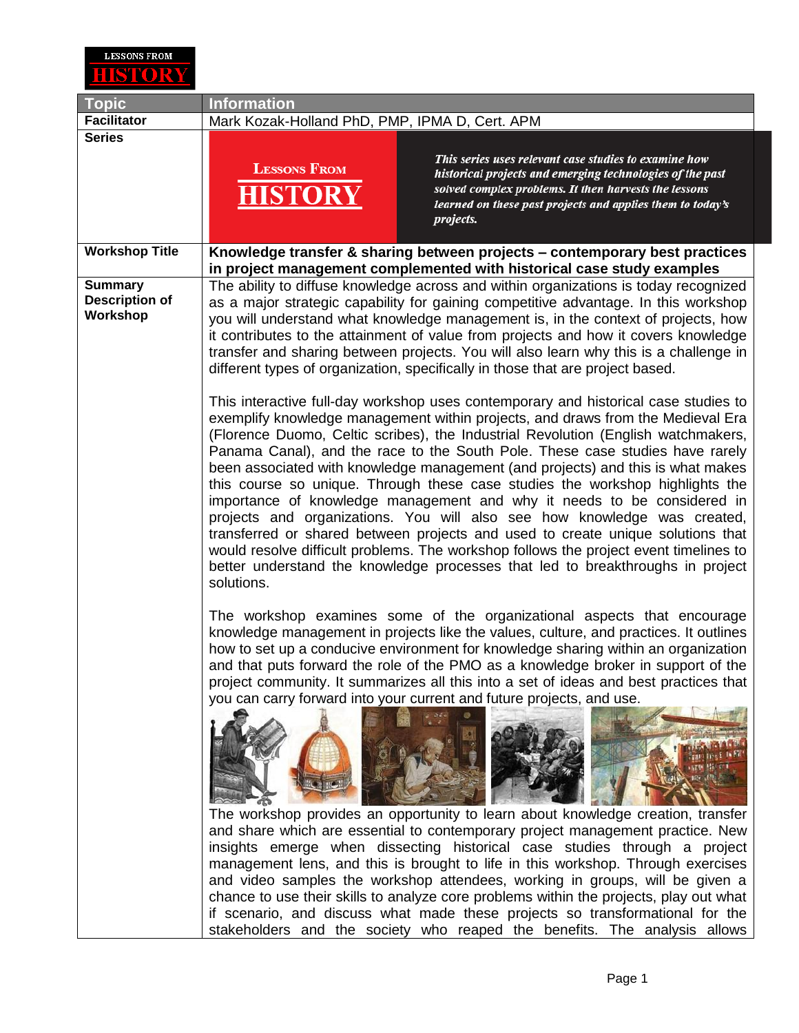LESSONS FROM HISTORY

| Topic | Information |
| --- | --- |
| **Facilitator** | Mark Kozak-Holland PhD, PMP, IPMA D, Cert. APM |
| **Series** | LESSONS FROM HISTORY — *This series uses relevant case studies to examine how historical projects and emerging technologies of the past solved complex problems. It then harvests the lessons learned on these past projects and applies them to today's projects.* |
| **Workshop Title** | **Knowledge transfer & sharing between projects – contemporary best practices in project management complemented with historical case study examples** |
| **Summary Description of Workshop** | The ability to diffuse knowledge across and within organizations is today recognized as a major strategic capability for gaining competitive advantage. In this workshop you will understand what knowledge management is, in the context of projects, how it contributes to the attainment of value from projects and how it covers knowledge transfer and sharing between projects. You will also learn why this is a challenge in different types of organization, specifically in those that are project based.<br><br>This interactive full-day workshop uses contemporary and historical case studies to exemplify knowledge management within projects, and draws from the Medieval Era (Florence Duomo, Celtic scribes), the Industrial Revolution (English watchmakers, Panama Canal), and the race to the South Pole. These case studies have rarely been associated with knowledge management (and projects) and this is what makes this course so unique. Through these case studies the workshop highlights the importance of knowledge management and why it needs to be considered in projects and organizations. You will also see how knowledge was created, transferred or shared between projects and used to create unique solutions that would resolve difficult problems. The workshop follows the project event timelines to better understand the knowledge processes that led to breakthroughs in project solutions.<br><br>The workshop examines some of the organizational aspects that encourage knowledge management in projects like the values, culture, and practices. It outlines how to set up a conducive environment for knowledge sharing within an organization and that puts forward the role of the PMO as a knowledge broker in support of the project community. It summarizes all this into a set of ideas and best practices that you can carry forward into your current and future projects, and use.<br><br>The workshop provides an opportunity to learn about knowledge creation, transfer and share which are essential to contemporary project management practice. New insights emerge when dissecting historical case studies through a project management lens, and this is brought to life in this workshop. Through exercises and video samples the workshop attendees, working in groups, will be given a chance to use their skills to analyze core problems within the projects, play out what if scenario, and discuss what made these projects so transformational for the stakeholders and the society who reaped the benefits. The analysis allows |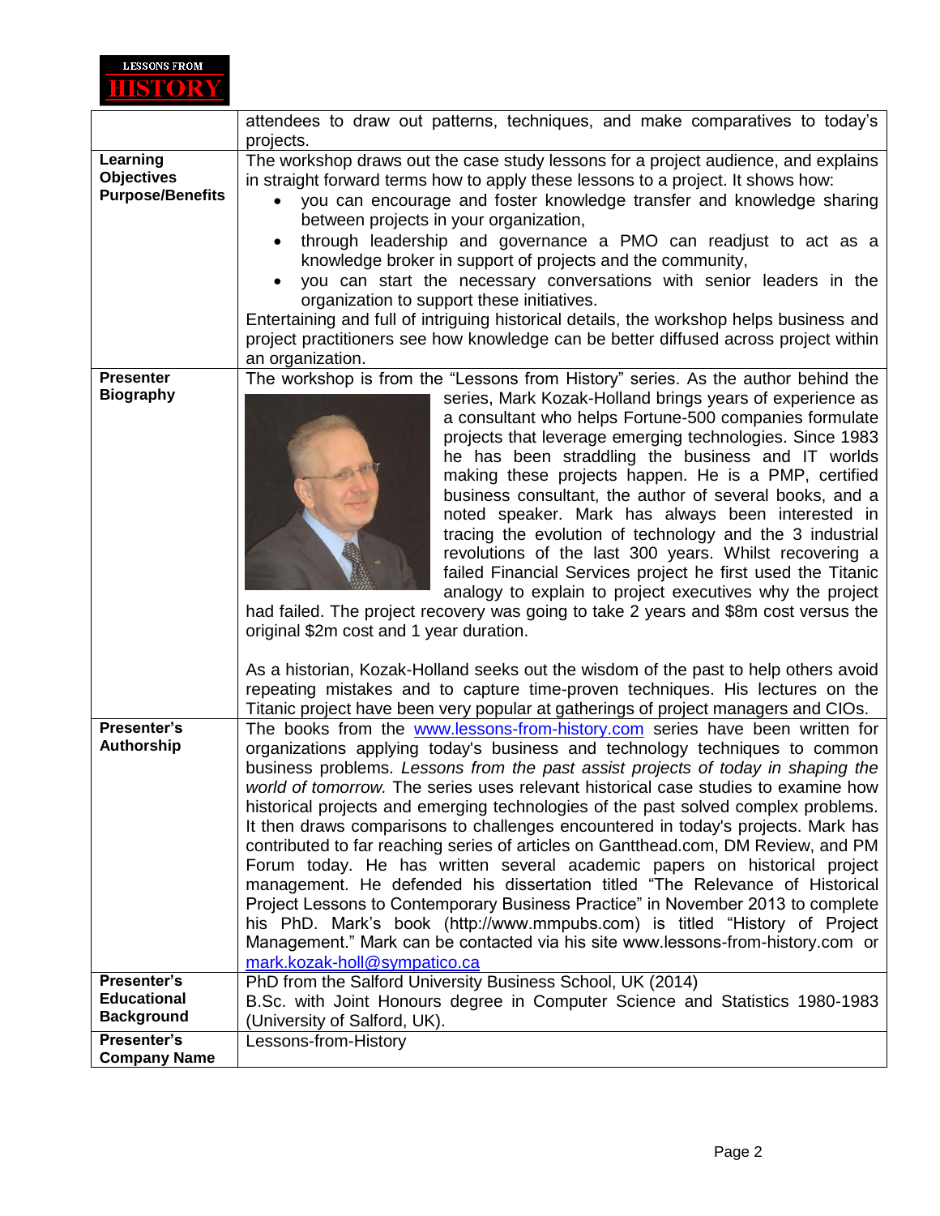| | |
|---|---|
| | attendees to draw out patterns, techniques, and make comparatives to today's projects. |
| **Learning Objectives Purpose/Benefits** | The workshop draws out the case study lessons for a project audience, and explains in straight forward terms how to apply these lessons to a project. It shows how:<br>• you can encourage and foster knowledge transfer and knowledge sharing between projects in your organization,<br>• through leadership and governance a PMO can readjust to act as a knowledge broker in support of projects and the community,<br>• you can start the necessary conversations with senior leaders in the organization to support these initiatives.<br>Entertaining and full of intriguing historical details, the workshop helps business and project practitioners see how knowledge can be better diffused across project within an organization. |
| **Presenter Biography** | The workshop is from the "Lessons from History" series. As the author behind the series, Mark Kozak-Holland brings years of experience as a consultant who helps Fortune-500 companies formulate projects that leverage emerging technologies. Since 1983 he has been straddling the business and IT worlds making these projects happen. He is a PMP, certified business consultant, the author of several books, and a noted speaker. Mark has always been interested in tracing the evolution of technology and the 3 industrial revolutions of the last 300 years. Whilst recovering a failed Financial Services project he first used the Titanic analogy to explain to project executives why the project had failed. The project recovery was going to take 2 years and \$8m cost versus the original \$2m cost and 1 year duration.<br><br>As a historian, Kozak-Holland seeks out the wisdom of the past to help others avoid repeating mistakes and to capture time-proven techniques. His lectures on the Titanic project have been very popular at gatherings of project managers and CIOs. |
| **Presenter's Authorship** | The books from the www.lessons-from-history.com series have been written for organizations applying today's business and technology techniques to common business problems. *Lessons from the past assist projects of today in shaping the world of tomorrow.* The series uses relevant historical case studies to examine how historical projects and emerging technologies of the past solved complex problems. It then draws comparisons to challenges encountered in today's projects. Mark has contributed to far reaching series of articles on Gantthead.com, DM Review, and PM Forum today. He has written several academic papers on historical project management. He defended his dissertation titled "The Relevance of Historical Project Lessons to Contemporary Business Practice" in November 2013 to complete his PhD. Mark's book (http://www.mmpubs.com) is titled "History of Project Management." Mark can be contacted via his site www.lessons-from-history.com or mark.kozak-holl@sympatico.ca |
| **Presenter's Educational Background** | PhD from the Salford University Business School, UK (2014)<br>B.Sc. with Joint Honours degree in Computer Science and Statistics 1980-1983 (University of Salford, UK). |
| **Presenter's Company Name** | Lessons-from-History |